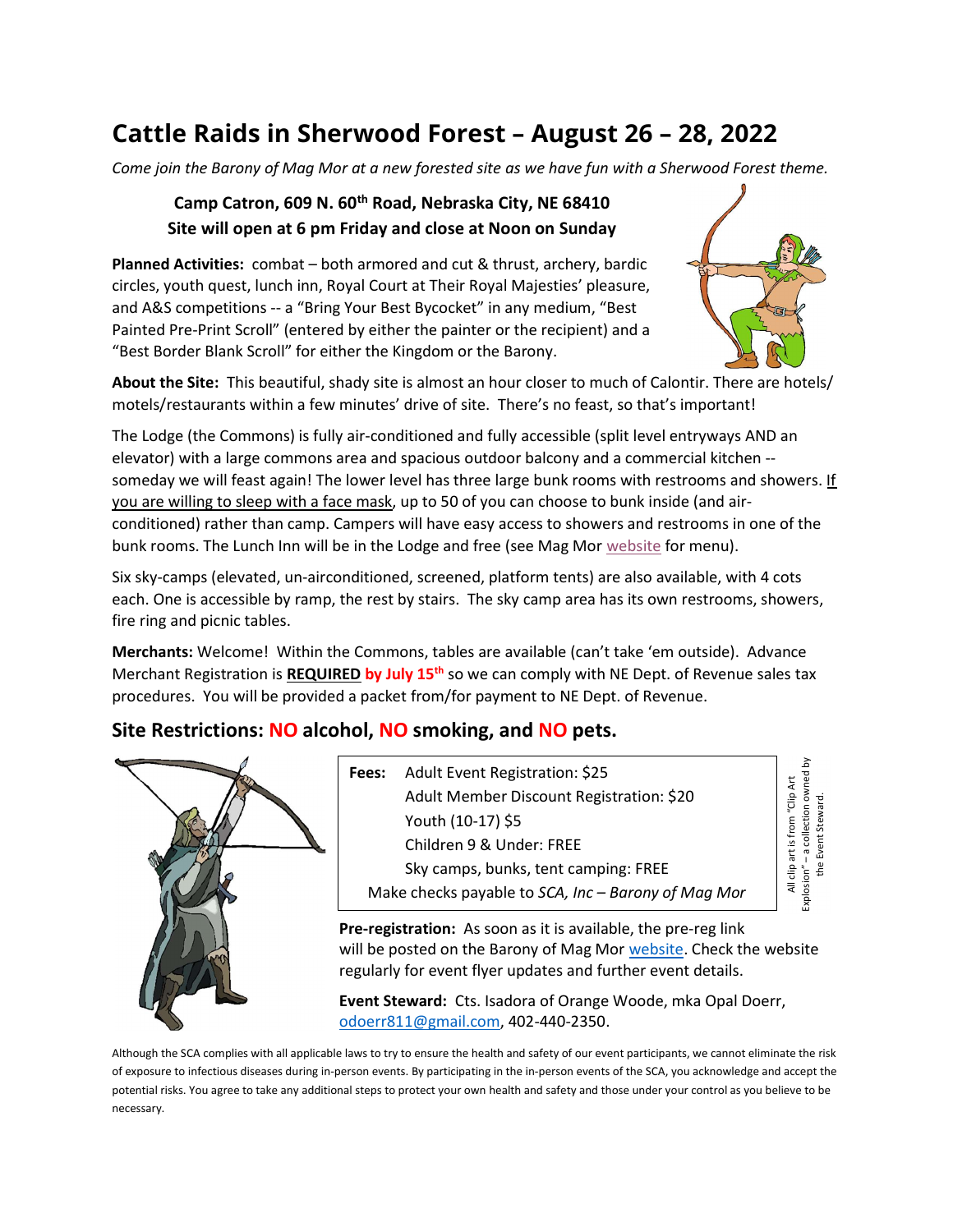# Cattle Raids in Sherwood Forest – August 26 – 28, 2022

*Come join the Barony of Mag Mor at a new forested site as we have fun with a Sherwood Forest theme.*

**Camp Catron, 609 N. 60th Road, Nebraska City, NE 68410**
**Site will open at 6 pm Friday and close at Noon on Sunday**

**Planned Activities:** combat – both armored and cut & thrust, archery, bardic circles, youth quest, lunch inn, Royal Court at Their Royal Majesties' pleasure, and A&S competitions -- a "Bring Your Best Bycocket" in any medium, "Best Painted Pre-Print Scroll" (entered by either the painter or the recipient) and a "Best Border Blank Scroll" for either the Kingdom or the Barony.

**About the Site:** This beautiful, shady site is almost an hour closer to much of Calontir. There are hotels/ motels/restaurants within a few minutes' drive of site. There's no feast, so that's important!

The Lodge (the Commons) is fully air-conditioned and fully accessible (split level entryways AND an elevator) with a large commons area and spacious outdoor balcony and a commercial kitchen -- someday we will feast again! The lower level has three large bunk rooms with restrooms and showers. If you are willing to sleep with a face mask, up to 50 of you can choose to bunk inside (and air-conditioned) rather than camp. Campers will have easy access to showers and restrooms in one of the bunk rooms. The Lunch Inn will be in the Lodge and free (see Mag Mor website for menu).

Six sky-camps (elevated, un-airconditioned, screened, platform tents) are also available, with 4 cots each. One is accessible by ramp, the rest by stairs. The sky camp area has its own restrooms, showers, fire ring and picnic tables.

**Merchants:** Welcome! Within the Commons, tables are available (can't take 'em outside). Advance Merchant Registration is **REQUIRED by July 15th** so we can comply with NE Dept. of Revenue sales tax procedures. You will be provided a packet from/for payment to NE Dept. of Revenue.

## Site Restrictions: NO alcohol, NO smoking, and NO pets.

**Fees:**
- Adult Event Registration: $25
- Adult Member Discount Registration: $20
- Youth (10-17) $5
- Children 9 & Under: FREE
- Sky camps, bunks, tent camping: FREE

Make checks payable to *SCA, Inc – Barony of Mag Mor*

All clip art is from "Clip Art Explosion" – a collection owned by the Event Steward.

**Pre-registration:** As soon as it is available, the pre-reg link will be posted on the Barony of Mag Mor website. Check the website regularly for event flyer updates and further event details.

**Event Steward:** Cts. Isadora of Orange Woode, mka Opal Doerr, odoerr811@gmail.com, 402-440-2350.

Although the SCA complies with all applicable laws to try to ensure the health and safety of our event participants, we cannot eliminate the risk of exposure to infectious diseases during in-person events. By participating in the in-person events of the SCA, you acknowledge and accept the potential risks. You agree to take any additional steps to protect your own health and safety and those under your control as you believe to be necessary.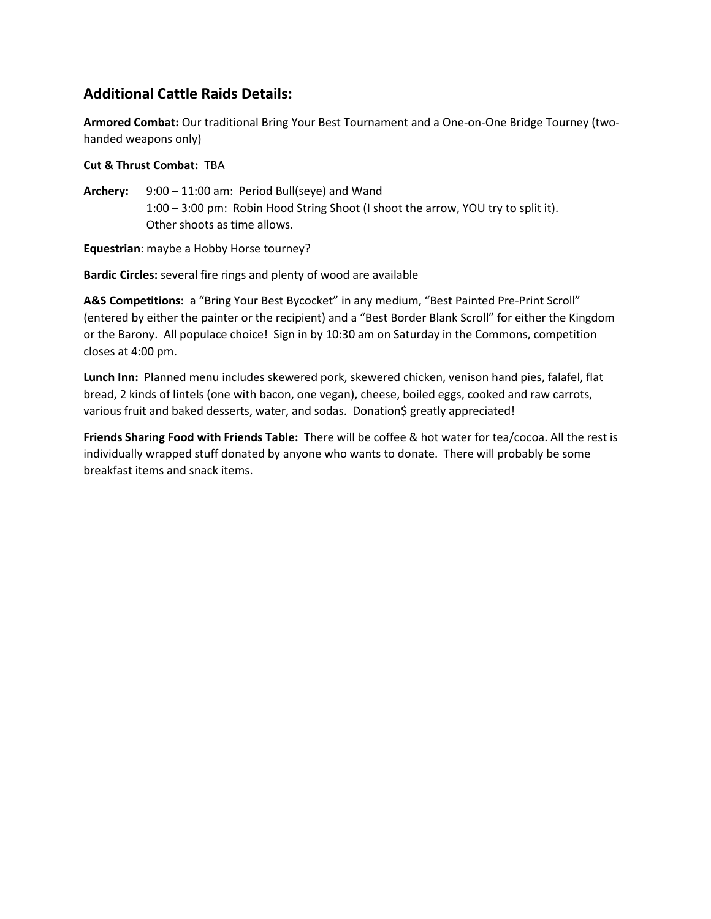## Additional Cattle Raids Details:

**Armored Combat:** Our traditional Bring Your Best Tournament and a One-on-One Bridge Tourney (two-handed weapons only)

**Cut & Thrust Combat:** TBA

**Archery:** 9:00 – 11:00 am: Period Bull(seye) and Wand
1:00 – 3:00 pm: Robin Hood String Shoot (I shoot the arrow, YOU try to split it).
Other shoots as time allows.

**Equestrian**: maybe a Hobby Horse tourney?

**Bardic Circles:** several fire rings and plenty of wood are available

**A&S Competitions:** a "Bring Your Best Bycocket" in any medium, "Best Painted Pre-Print Scroll" (entered by either the painter or the recipient) and a "Best Border Blank Scroll" for either the Kingdom or the Barony. All populace choice! Sign in by 10:30 am on Saturday in the Commons, competition closes at 4:00 pm.

**Lunch Inn:** Planned menu includes skewered pork, skewered chicken, venison hand pies, falafel, flat bread, 2 kinds of lintels (one with bacon, one vegan), cheese, boiled eggs, cooked and raw carrots, various fruit and baked desserts, water, and sodas. Donation$ greatly appreciated!

**Friends Sharing Food with Friends Table:** There will be coffee & hot water for tea/cocoa. All the rest is individually wrapped stuff donated by anyone who wants to donate. There will probably be some breakfast items and snack items.